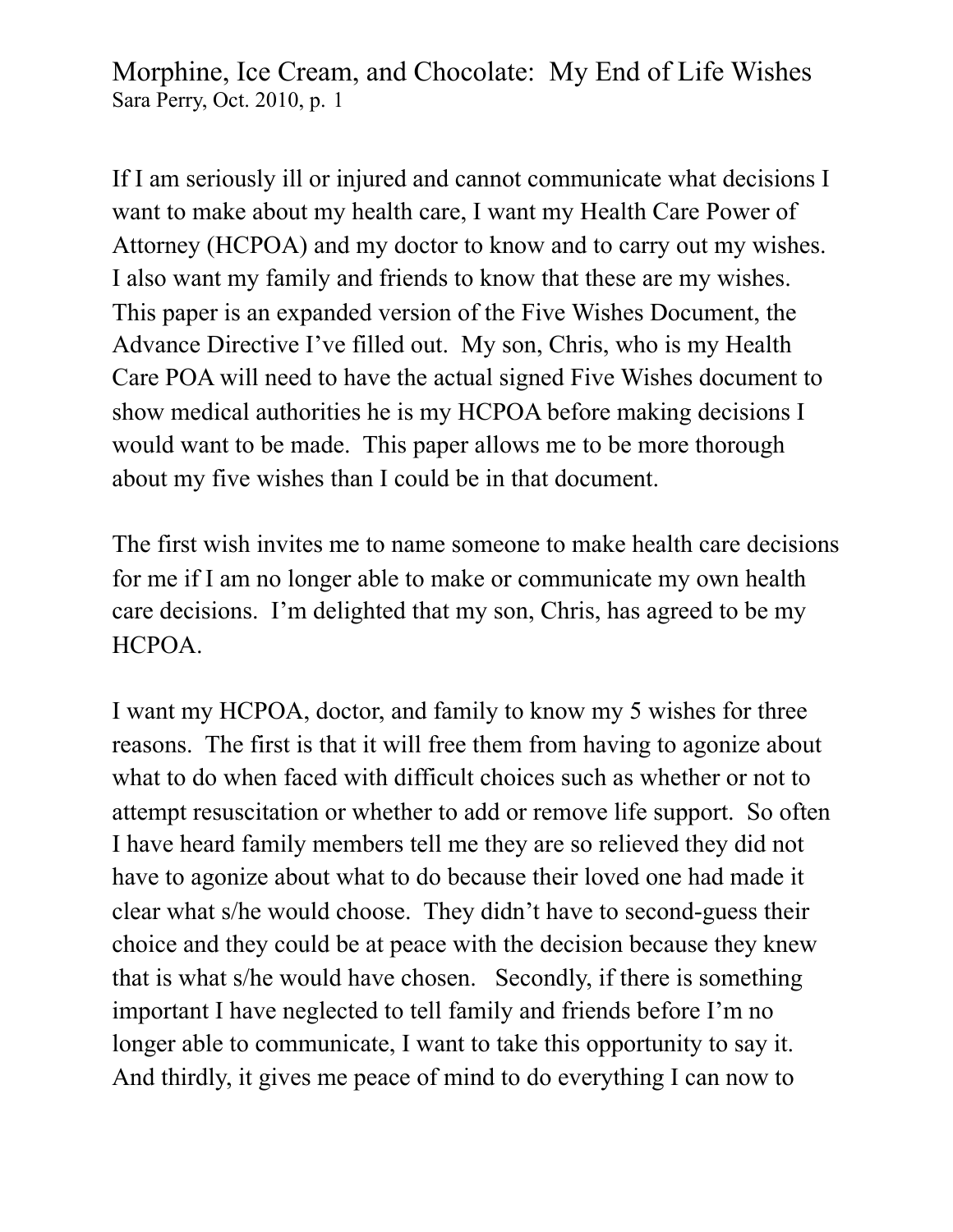# Morphine, Ice Cream, and Chocolate: My End of Life Wishes

Sara Perry, Oct. 2010, p. 1

If I am seriously ill or injured and cannot communicate what decisions I want to make about my health care, I want my Health Care Power of Attorney (HCPOA) and my doctor to know and to carry out my wishes. I also want my family and friends to know that these are my wishes. This paper is an expanded version of the Five Wishes Document, the Advance Directive I've filled out. My son, Chris, who is my Health Care POA will need to have the actual signed Five Wishes document to show medical authorities he is my HCPOA before making decisions I would want to be made. This paper allows me to be more thorough about my five wishes than I could be in that document.

The first wish invites me to name someone to make health care decisions for me if I am no longer able to make or communicate my own health care decisions. I'm delighted that my son, Chris, has agreed to be my HCPOA.

I want my HCPOA, doctor, and family to know my 5 wishes for three reasons. The first is that it will free them from having to agonize about what to do when faced with difficult choices such as whether or not to attempt resuscitation or whether to add or remove life support. So often I have heard family members tell me they are so relieved they did not have to agonize about what to do because their loved one had made it clear what s/he would choose. They didn't have to second-guess their choice and they could be at peace with the decision because they knew that is what s/he would have chosen. Secondly, if there is something important I have neglected to tell family and friends before I'm no longer able to communicate, I want to take this opportunity to say it. And thirdly, it gives me peace of mind to do everything I can now to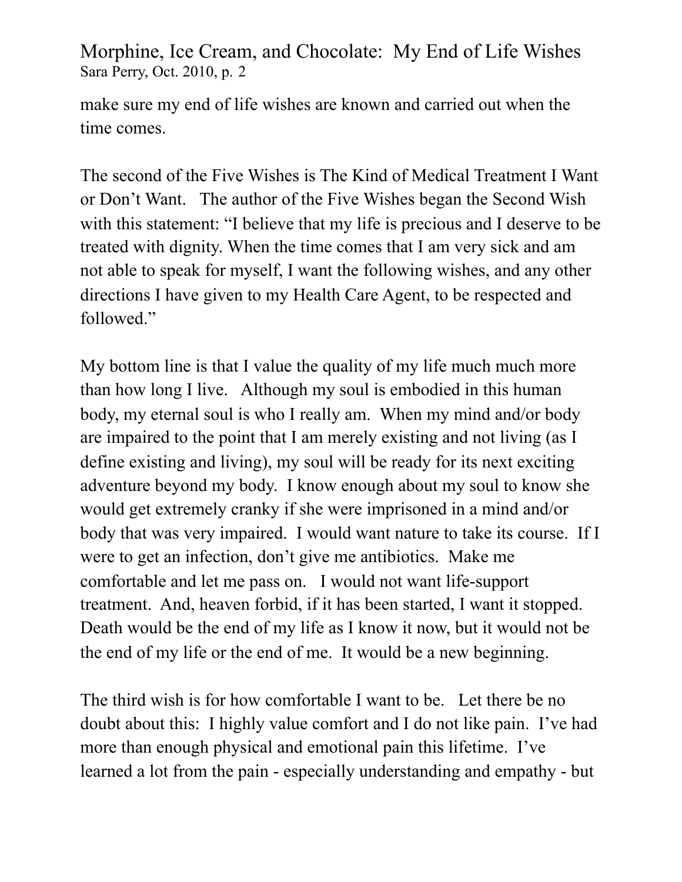make sure my end of life wishes are known and carried out when the time comes.

The second of the Five Wishes is The Kind of Medical Treatment I Want or Don't Want. The author of the Five Wishes began the Second Wish with this statement: "I believe that my life is precious and I deserve to be treated with dignity. When the time comes that I am very sick and am not able to speak for myself, I want the following wishes, and any other directions I have given to my Health Care Agent, to be respected and followed."

My bottom line is that I value the quality of my life much much more than how long I live. Although my soul is embodied in this human body, my eternal soul is who I really am. When my mind and/or body are impaired to the point that I am merely existing and not living (as I define existing and living), my soul will be ready for its next exciting adventure beyond my body. I know enough about my soul to know she would get extremely cranky if she were imprisoned in a mind and/or body that was very impaired. I would want nature to take its course. If I were to get an infection, don't give me antibiotics. Make me comfortable and let me pass on. I would not want life-support treatment. And, heaven forbid, if it has been started, I want it stopped. Death would be the end of my life as I know it now, but it would not be the end of my life or the end of me. It would be a new beginning.

The third wish is for how comfortable I want to be. Let there be no doubt about this: I highly value comfort and I do not like pain. I've had more than enough physical and emotional pain this lifetime. I've learned a lot from the pain - especially understanding and empathy - but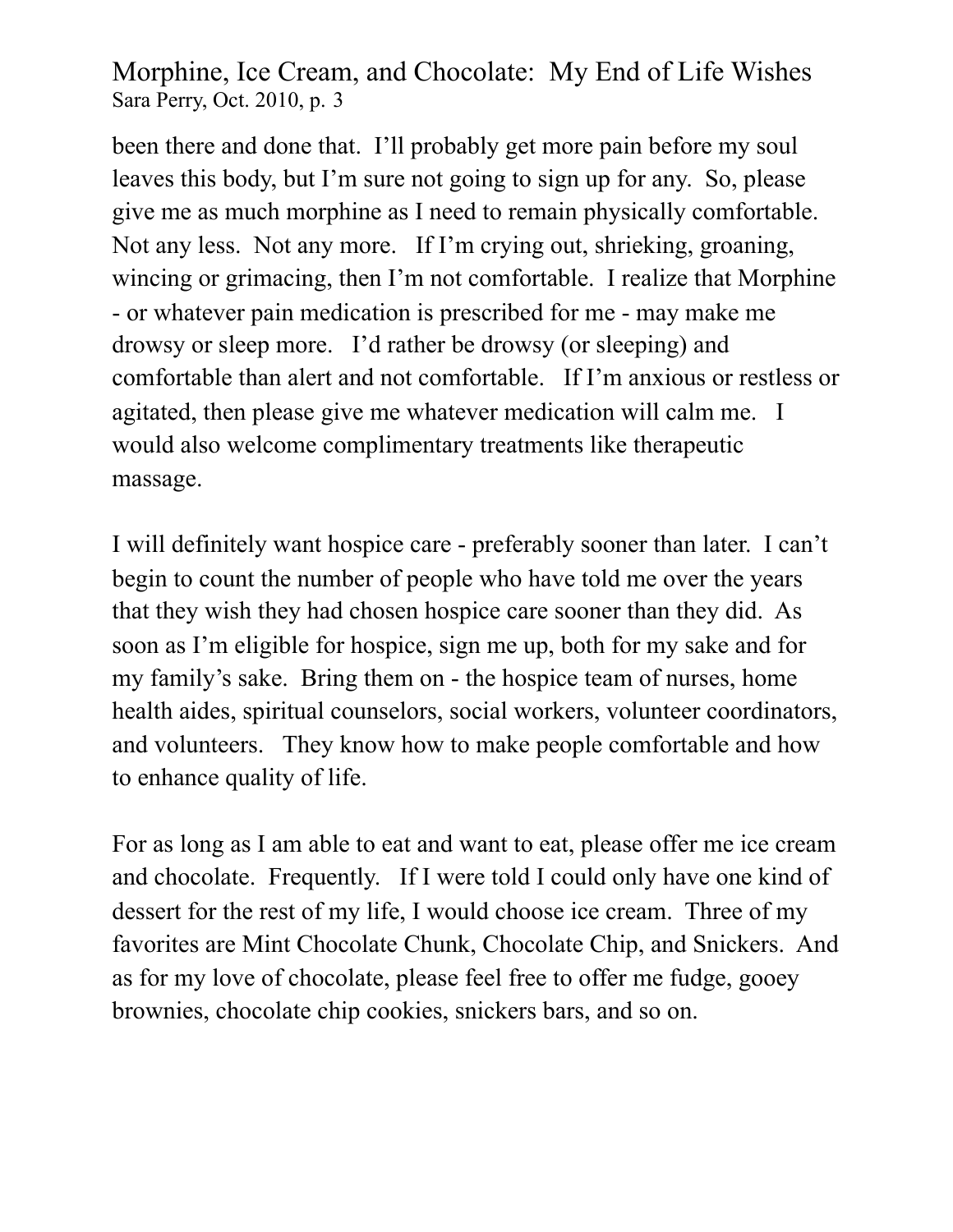been there and done that. I'll probably get more pain before my soul leaves this body, but I'm sure not going to sign up for any. So, please give me as much morphine as I need to remain physically comfortable. Not any less. Not any more. If I'm crying out, shrieking, groaning, wincing or grimacing, then I'm not comfortable. I realize that Morphine - or whatever pain medication is prescribed for me - may make me drowsy or sleep more. I'd rather be drowsy (or sleeping) and comfortable than alert and not comfortable. If I'm anxious or restless or agitated, then please give me whatever medication will calm me. I would also welcome complimentary treatments like therapeutic massage.

I will definitely want hospice care - preferably sooner than later. I can't begin to count the number of people who have told me over the years that they wish they had chosen hospice care sooner than they did. As soon as I'm eligible for hospice, sign me up, both for my sake and for my family's sake. Bring them on - the hospice team of nurses, home health aides, spiritual counselors, social workers, volunteer coordinators, and volunteers. They know how to make people comfortable and how to enhance quality of life.

For as long as I am able to eat and want to eat, please offer me ice cream and chocolate. Frequently. If I were told I could only have one kind of dessert for the rest of my life, I would choose ice cream. Three of my favorites are Mint Chocolate Chunk, Chocolate Chip, and Snickers. And as for my love of chocolate, please feel free to offer me fudge, gooey brownies, chocolate chip cookies, snickers bars, and so on.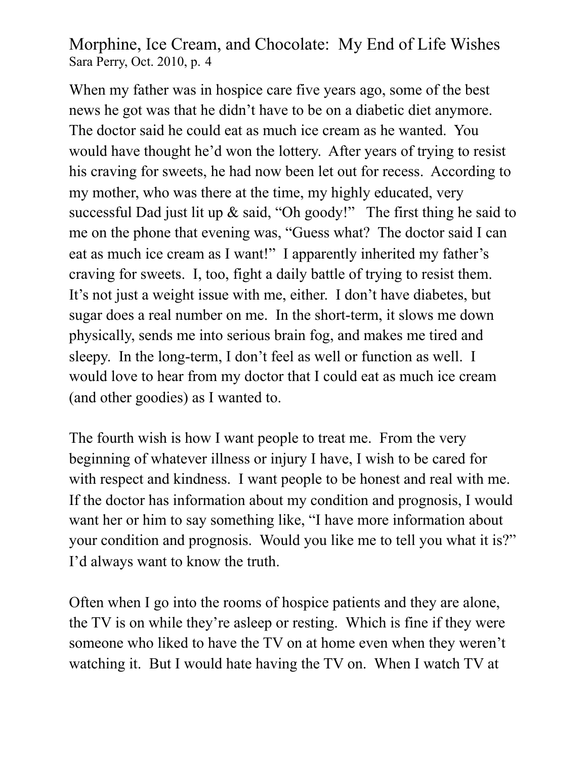When my father was in hospice care five years ago, some of the best news he got was that he didn't have to be on a diabetic diet anymore. The doctor said he could eat as much ice cream as he wanted. You would have thought he'd won the lottery. After years of trying to resist his craving for sweets, he had now been let out for recess. According to my mother, who was there at the time, my highly educated, very successful Dad just lit up & said, "Oh goody!" The first thing he said to me on the phone that evening was, "Guess what? The doctor said I can eat as much ice cream as I want!" I apparently inherited my father's craving for sweets. I, too, fight a daily battle of trying to resist them. It's not just a weight issue with me, either. I don't have diabetes, but sugar does a real number on me. In the short-term, it slows me down physically, sends me into serious brain fog, and makes me tired and sleepy. In the long-term, I don't feel as well or function as well. I would love to hear from my doctor that I could eat as much ice cream (and other goodies) as I wanted to.

The fourth wish is how I want people to treat me. From the very beginning of whatever illness or injury I have, I wish to be cared for with respect and kindness. I want people to be honest and real with me. If the doctor has information about my condition and prognosis, I would want her or him to say something like, "I have more information about your condition and prognosis. Would you like me to tell you what it is?" I'd always want to know the truth.

Often when I go into the rooms of hospice patients and they are alone, the TV is on while they're asleep or resting. Which is fine if they were someone who liked to have the TV on at home even when they weren't watching it. But I would hate having the TV on. When I watch TV at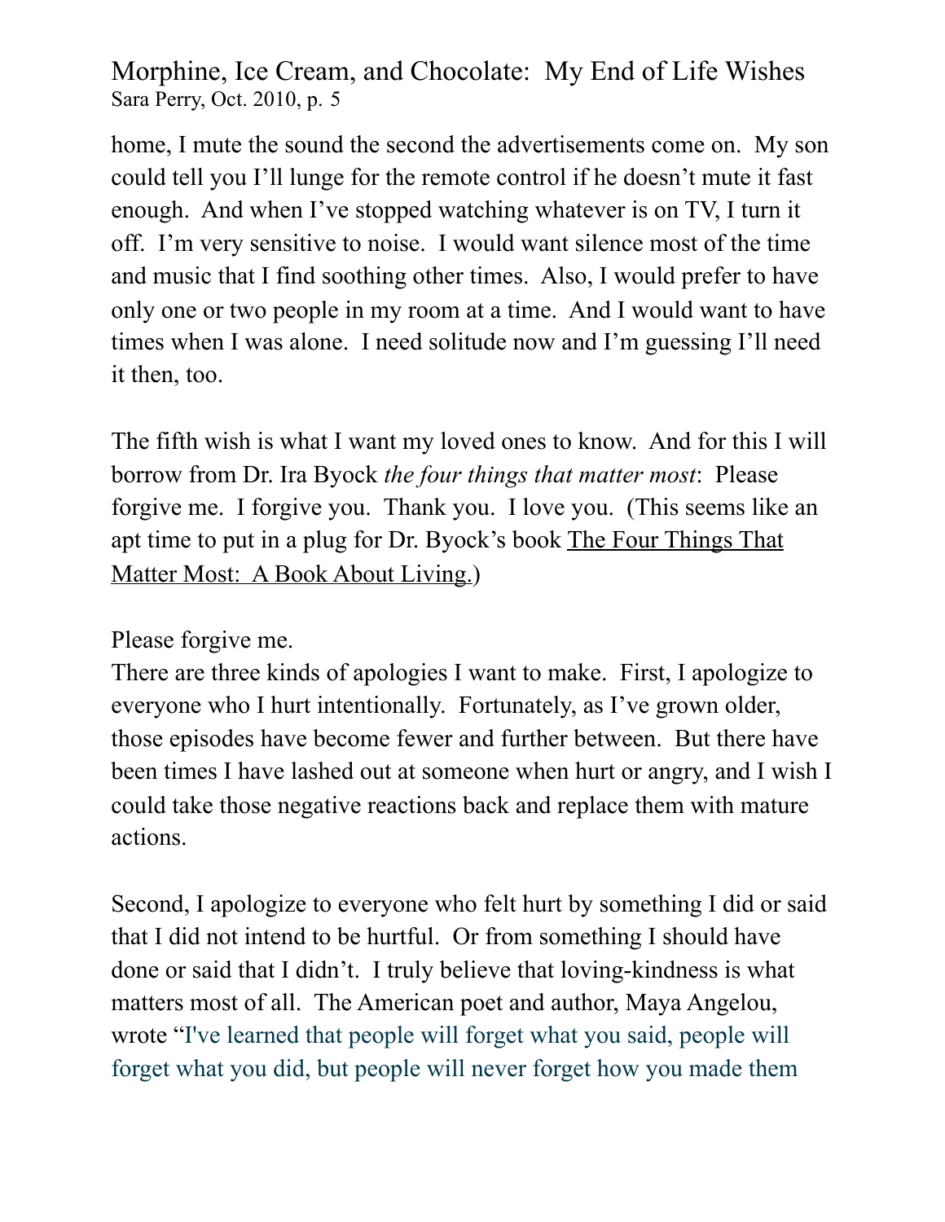home, I mute the sound the second the advertisements come on. My son could tell you I'll lunge for the remote control if he doesn't mute it fast enough. And when I've stopped watching whatever is on TV, I turn it off. I'm very sensitive to noise. I would want silence most of the time and music that I find soothing other times. Also, I would prefer to have only one or two people in my room at a time. And I would want to have times when I was alone. I need solitude now and I'm guessing I'll need it then, too.

The fifth wish is what I want my loved ones to know. And for this I will borrow from Dr. Ira Byock *the four things that matter most*: Please forgive me. I forgive you. Thank you. I love you. (This seems like an apt time to put in a plug for Dr. Byock's book <u>The Four Things That Matter Most: A Book About Living.</u>)

Please forgive me.
There are three kinds of apologies I want to make. First, I apologize to everyone who I hurt intentionally. Fortunately, as I've grown older, those episodes have become fewer and further between. But there have been times I have lashed out at someone when hurt or angry, and I wish I could take those negative reactions back and replace them with mature actions.

Second, I apologize to everyone who felt hurt by something I did or said that I did not intend to be hurtful. Or from something I should have done or said that I didn't. I truly believe that loving-kindness is what matters most of all. The American poet and author, Maya Angelou, wrote "I've learned that people will forget what you said, people will forget what you did, but people will never forget how you made them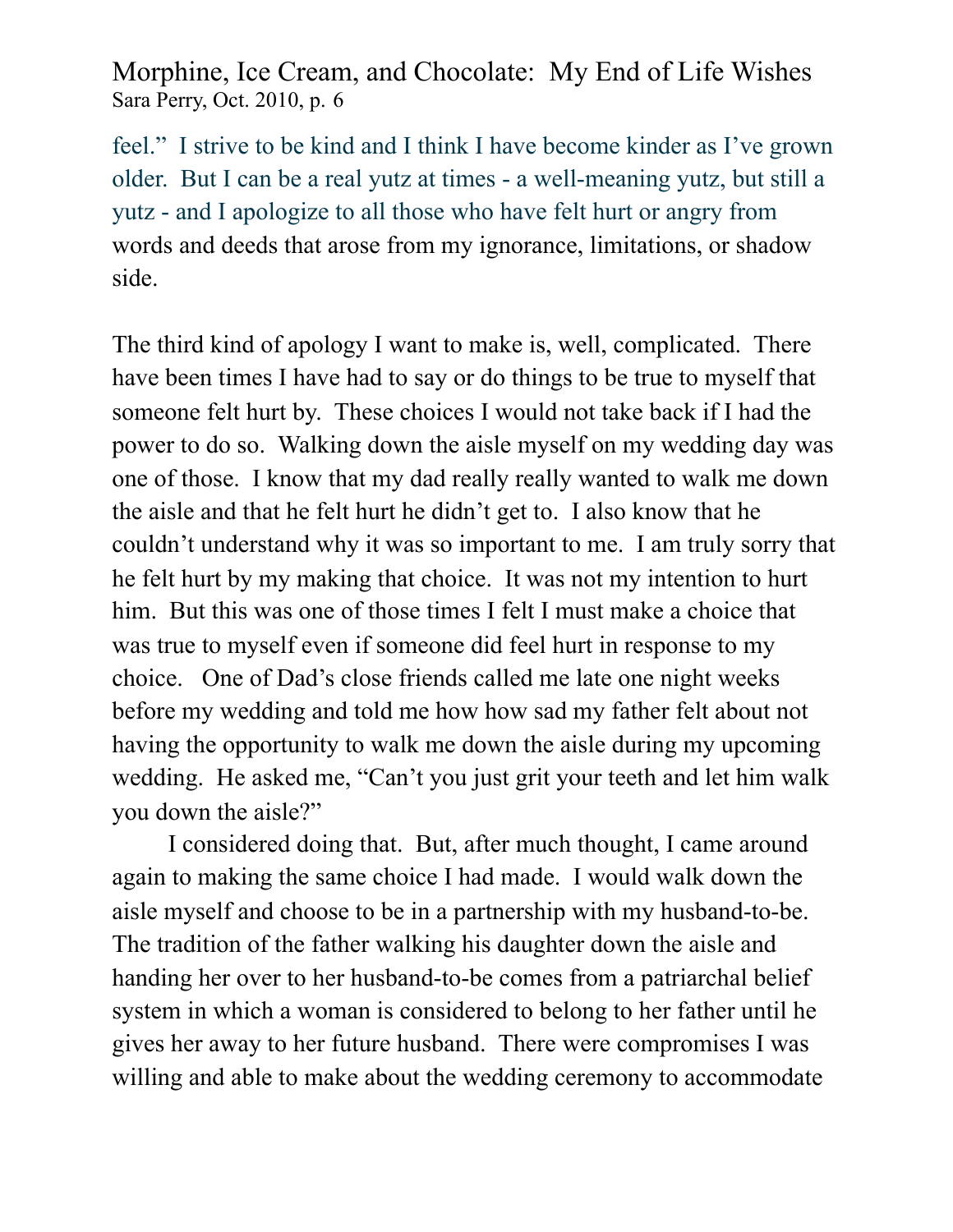feel." I strive to be kind and I think I have become kinder as I've grown older. But I can be a real yutz at times - a well-meaning yutz, but still a yutz - and I apologize to all those who have felt hurt or angry from words and deeds that arose from my ignorance, limitations, or shadow side.

The third kind of apology I want to make is, well, complicated. There have been times I have had to say or do things to be true to myself that someone felt hurt by. These choices I would not take back if I had the power to do so. Walking down the aisle myself on my wedding day was one of those. I know that my dad really really wanted to walk me down the aisle and that he felt hurt he didn't get to. I also know that he couldn't understand why it was so important to me. I am truly sorry that he felt hurt by my making that choice. It was not my intention to hurt him. But this was one of those times I felt I must make a choice that was true to myself even if someone did feel hurt in response to my choice. One of Dad's close friends called me late one night weeks before my wedding and told me how how sad my father felt about not having the opportunity to walk me down the aisle during my upcoming wedding. He asked me, "Can't you just grit your teeth and let him walk you down the aisle?"

I considered doing that. But, after much thought, I came around again to making the same choice I had made. I would walk down the aisle myself and choose to be in a partnership with my husband-to-be. The tradition of the father walking his daughter down the aisle and handing her over to her husband-to-be comes from a patriarchal belief system in which a woman is considered to belong to her father until he gives her away to her future husband. There were compromises I was willing and able to make about the wedding ceremony to accommodate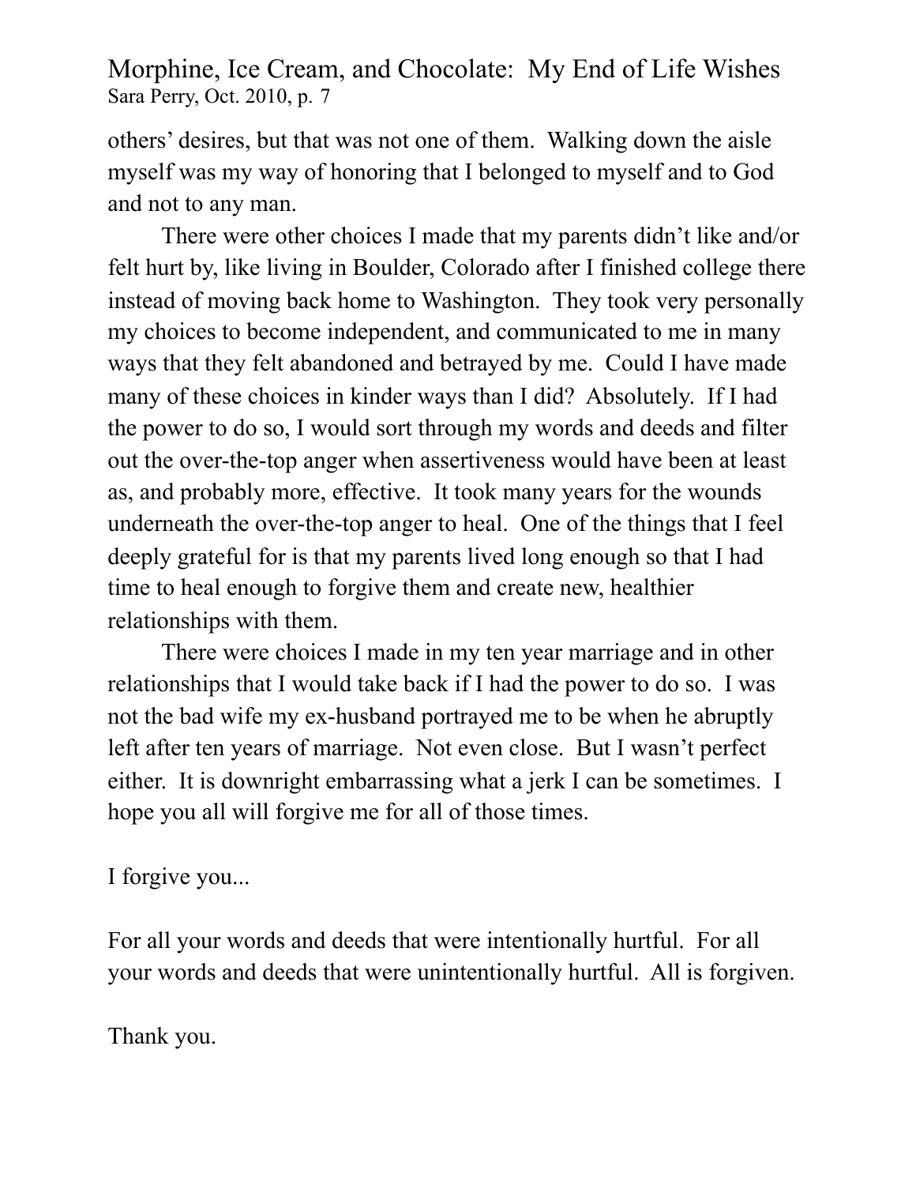others' desires, but that was not one of them. Walking down the aisle myself was my way of honoring that I belonged to myself and to God and not to any man.

There were other choices I made that my parents didn't like and/or felt hurt by, like living in Boulder, Colorado after I finished college there instead of moving back home to Washington. They took very personally my choices to become independent, and communicated to me in many ways that they felt abandoned and betrayed by me. Could I have made many of these choices in kinder ways than I did? Absolutely. If I had the power to do so, I would sort through my words and deeds and filter out the over-the-top anger when assertiveness would have been at least as, and probably more, effective. It took many years for the wounds underneath the over-the-top anger to heal. One of the things that I feel deeply grateful for is that my parents lived long enough so that I had time to heal enough to forgive them and create new, healthier relationships with them.

There were choices I made in my ten year marriage and in other relationships that I would take back if I had the power to do so. I was not the bad wife my ex-husband portrayed me to be when he abruptly left after ten years of marriage. Not even close. But I wasn't perfect either. It is downright embarrassing what a jerk I can be sometimes. I hope you all will forgive me for all of those times.

I forgive you...

For all your words and deeds that were intentionally hurtful. For all your words and deeds that were unintentionally hurtful. All is forgiven.

Thank you.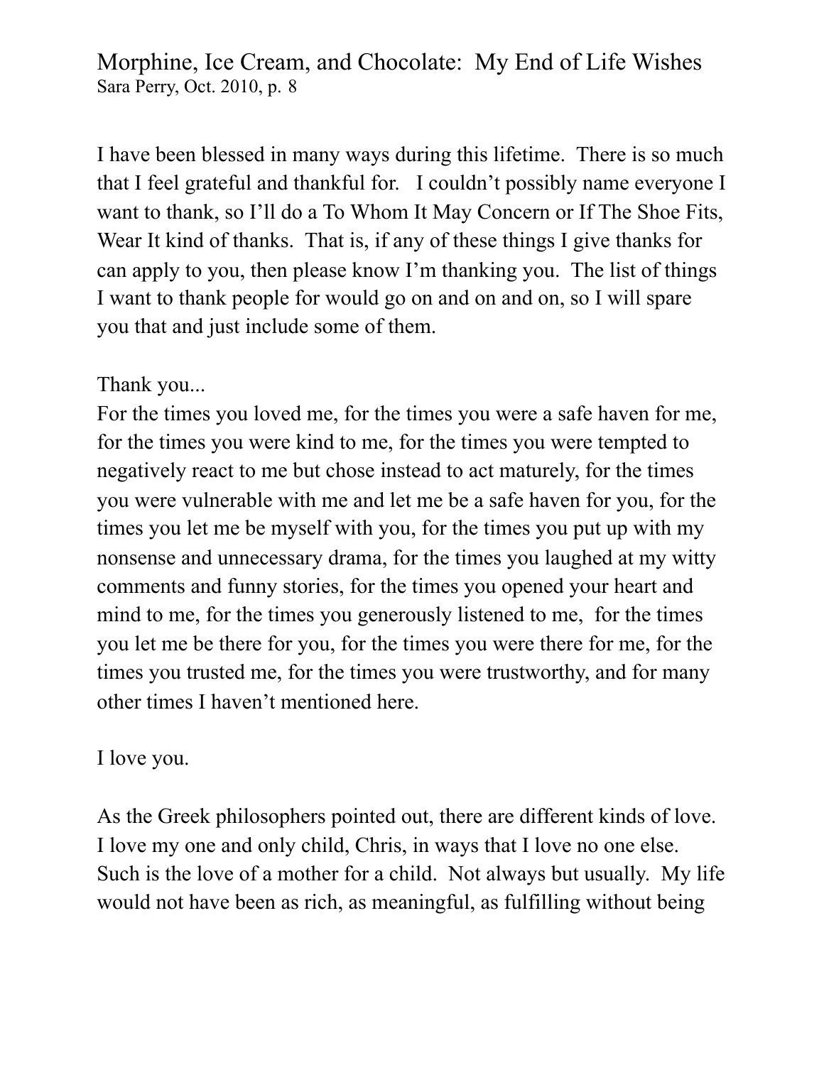I have been blessed in many ways during this lifetime. There is so much that I feel grateful and thankful for. I couldn't possibly name everyone I want to thank, so I'll do a To Whom It May Concern or If The Shoe Fits, Wear It kind of thanks. That is, if any of these things I give thanks for can apply to you, then please know I'm thanking you. The list of things I want to thank people for would go on and on and on, so I will spare you that and just include some of them.

Thank you...
For the times you loved me, for the times you were a safe haven for me, for the times you were kind to me, for the times you were tempted to negatively react to me but chose instead to act maturely, for the times you were vulnerable with me and let me be a safe haven for you, for the times you let me be myself with you, for the times you put up with my nonsense and unnecessary drama, for the times you laughed at my witty comments and funny stories, for the times you opened your heart and mind to me, for the times you generously listened to me, for the times you let me be there for you, for the times you were there for me, for the times you trusted me, for the times you were trustworthy, and for many other times I haven't mentioned here.

I love you.

As the Greek philosophers pointed out, there are different kinds of love. I love my one and only child, Chris, in ways that I love no one else. Such is the love of a mother for a child. Not always but usually. My life would not have been as rich, as meaningful, as fulfilling without being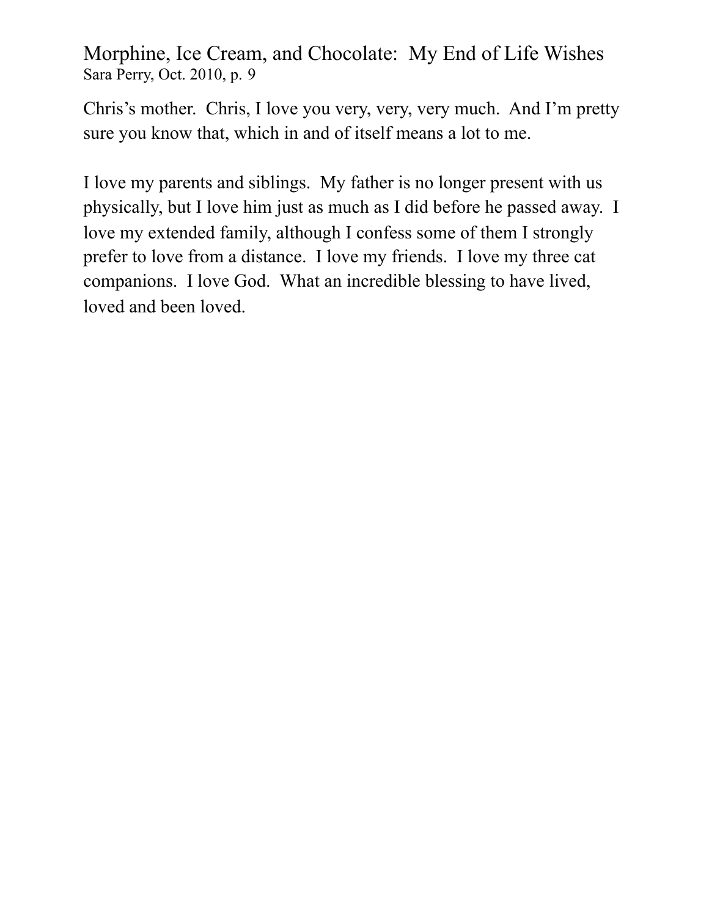Chris's mother. Chris, I love you very, very, very much. And I'm pretty sure you know that, which in and of itself means a lot to me.

I love my parents and siblings. My father is no longer present with us physically, but I love him just as much as I did before he passed away. I love my extended family, although I confess some of them I strongly prefer to love from a distance. I love my friends. I love my three cat companions. I love God. What an incredible blessing to have lived, loved and been loved.